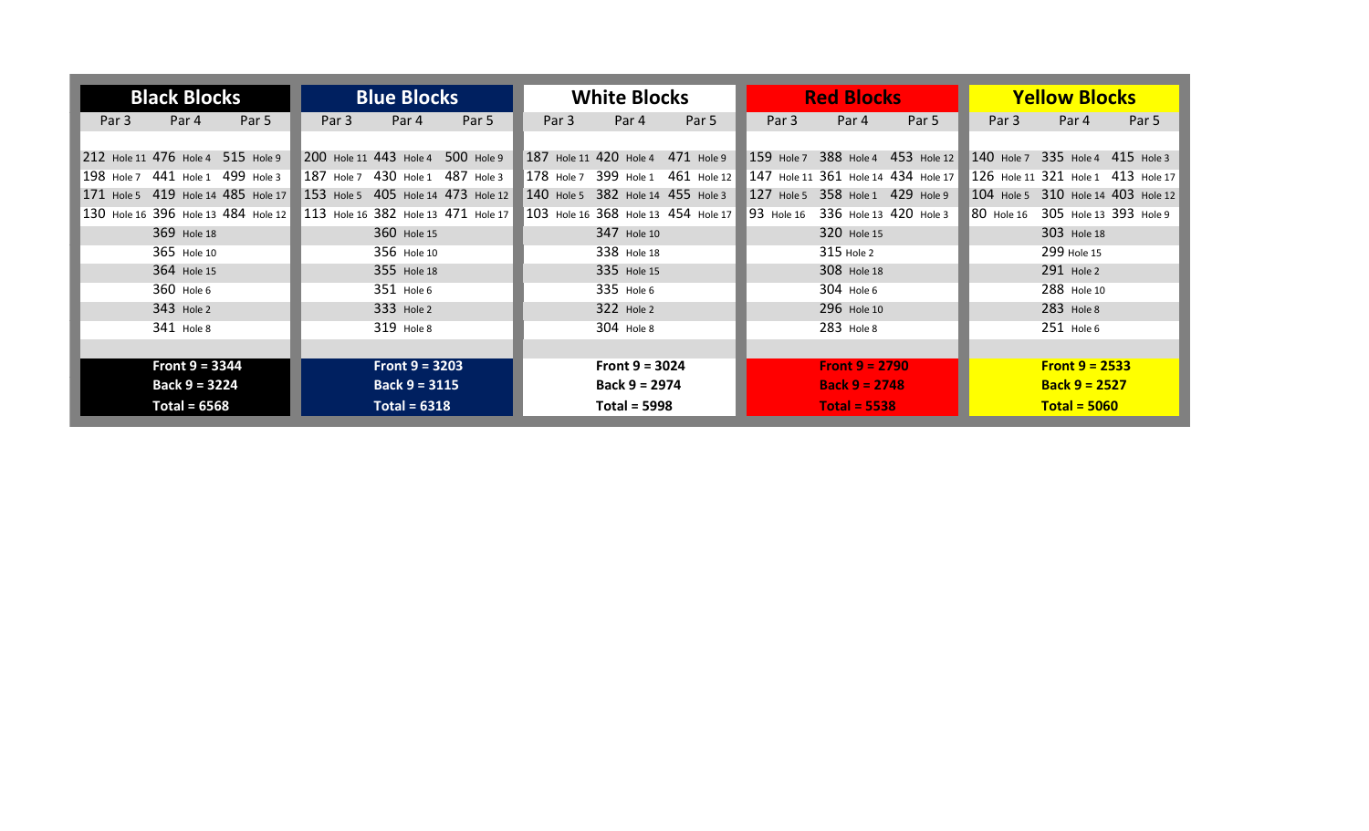| Black Blocks | | | Blue Blocks | | | White Blocks | | | Red Blocks | | | Yellow Blocks | | |
|---|---|---|---|---|---|---|---|---|---|---|---|---|---|---|
| Par 3 | Par 4 | Par 5 | Par 3 | Par 4 | Par 5 | Par 3 | Par 4 | Par 5 | Par 3 | Par 4 | Par 5 | Par 3 | Par 4 | Par 5 |
| 212 Hole 11 | 476 Hole 4 | 515 Hole 9 | 200 Hole 11 | 443 Hole 4 | 500 Hole 9 | 187 Hole 11 | 420 Hole 4 | 471 Hole 9 | 159 Hole 7 | 388 Hole 4 | 453 Hole 12 | 140 Hole 7 | 335 Hole 4 | 415 Hole 3 |
| 198 Hole 7 | 441 Hole 1 | 499 Hole 3 | 187 Hole 7 | 430 Hole 1 | 487 Hole 3 | 178 Hole 7 | 399 Hole 1 | 461 Hole 12 | 147 Hole 11 | 361 Hole 14 | 434 Hole 17 | 126 Hole 11 | 321 Hole 1 | 413 Hole 17 |
| 171 Hole 5 | 419 Hole 14 | 485 Hole 17 | 153 Hole 5 | 405 Hole 14 | 473 Hole 12 | 140 Hole 5 | 382 Hole 14 | 455 Hole 3 | 127 Hole 5 | 358 Hole 1 | 429 Hole 9 | 104 Hole 5 | 310 Hole 14 | 403 Hole 12 |
| 130 Hole 16 | 396 Hole 13 | 484 Hole 12 | 113 Hole 16 | 382 Hole 13 | 471 Hole 17 | 103 Hole 16 | 368 Hole 13 | 454 Hole 17 | 93 Hole 16 | 336 Hole 13 | 420 Hole 3 | 80 Hole 16 | 305 Hole 13 | 393 Hole 9 |
| | 369 Hole 18 | | | 360 Hole 15 | | | 347 Hole 10 | | | 320 Hole 15 | | | 303 Hole 18 | |
| | 365 Hole 10 | | | 356 Hole 10 | | | 338 Hole 18 | | | 315 Hole 2 | | | 299 Hole 15 | |
| | 364 Hole 15 | | | 355 Hole 18 | | | 335 Hole 15 | | | 308 Hole 18 | | | 291 Hole 2 | |
| | 360 Hole 6 | | | 351 Hole 6 | | | 335 Hole 6 | | | 304 Hole 6 | | | 288 Hole 10 | |
| | 343 Hole 2 | | | 333 Hole 2 | | | 322 Hole 2 | | | 296 Hole 10 | | | 283 Hole 8 | |
| | 341 Hole 8 | | | 319 Hole 8 | | | 304 Hole 8 | | | 283 Hole 8 | | | 251 Hole 6 | |
| | **Front 9 = 3344** | | | **Front 9 = 3203** | | | **Front 9 = 3024** | | | **Front 9 = 2790** | | | **Front 9 = 2533** | |
| | **Back 9 = 3224** | | | **Back 9 = 3115** | | | **Back 9 = 2974** | | | **Back 9 = 2748** | | | **Back 9 = 2527** | |
| | **Total = 6568** | | | **Total = 6318** | | | **Total = 5998** | | | **Total = 5538** | | | **Total = 5060** | |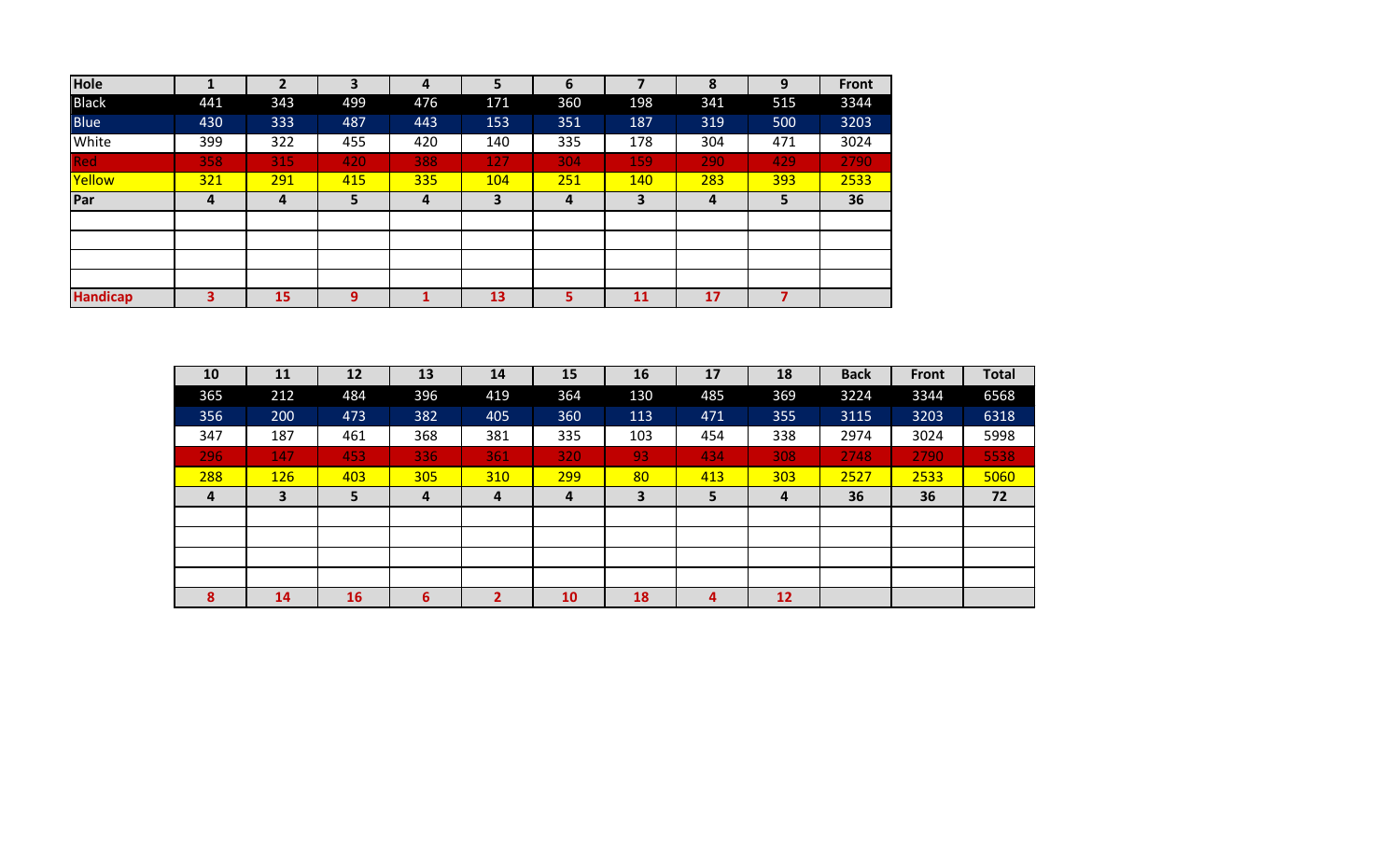| Hole | 1 | 2 | 3 | 4 | 5 | 6 | 7 | 8 | 9 | Front |
|---|---|---|---|---|---|---|---|---|---|---|
| Black | 441 | 343 | 499 | 476 | 171 | 360 | 198 | 341 | 515 | 3344 |
| Blue | 430 | 333 | 487 | 443 | 153 | 351 | 187 | 319 | 500 | 3203 |
| White | 399 | 322 | 455 | 420 | 140 | 335 | 178 | 304 | 471 | 3024 |
| Red | 358 | 315 | 420 | 388 | 127 | 304 | 159 | 290 | 429 | 2790 |
| Yellow | 321 | 291 | 415 | 335 | 104 | 251 | 140 | 283 | 393 | 2533 |
| Par | 4 | 4 | 5 | 4 | 3 | 4 | 3 | 4 | 5 | 36 |
| | | | | | | | | | | |
| | | | | | | | | | | |
| | | | | | | | | | | |
| | | | | | | | | | | |
| Handicap | 3 | 15 | 9 | 1 | 13 | 5 | 11 | 17 | 7 | |

| 10 | 11 | 12 | 13 | 14 | 15 | 16 | 17 | 18 | Back | Front | Total |
|---|---|---|---|---|---|---|---|---|---|---|---|
| 365 | 212 | 484 | 396 | 419 | 364 | 130 | 485 | 369 | 3224 | 3344 | 6568 |
| 356 | 200 | 473 | 382 | 405 | 360 | 113 | 471 | 355 | 3115 | 3203 | 6318 |
| 347 | 187 | 461 | 368 | 381 | 335 | 103 | 454 | 338 | 2974 | 3024 | 5998 |
| 296 | 147 | 453 | 336 | 361 | 320 | 93 | 434 | 308 | 2748 | 2790 | 5538 |
| 288 | 126 | 403 | 305 | 310 | 299 | 80 | 413 | 303 | 2527 | 2533 | 5060 |
| 4 | 3 | 5 | 4 | 4 | 4 | 3 | 5 | 4 | 36 | 36 | 72 |
| | | | | | | | | | | | |
| | | | | | | | | | | | |
| | | | | | | | | | | | |
| | | | | | | | | | | | |
| 8 | 14 | 16 | 6 | 2 | 10 | 18 | 4 | 12 | | | |